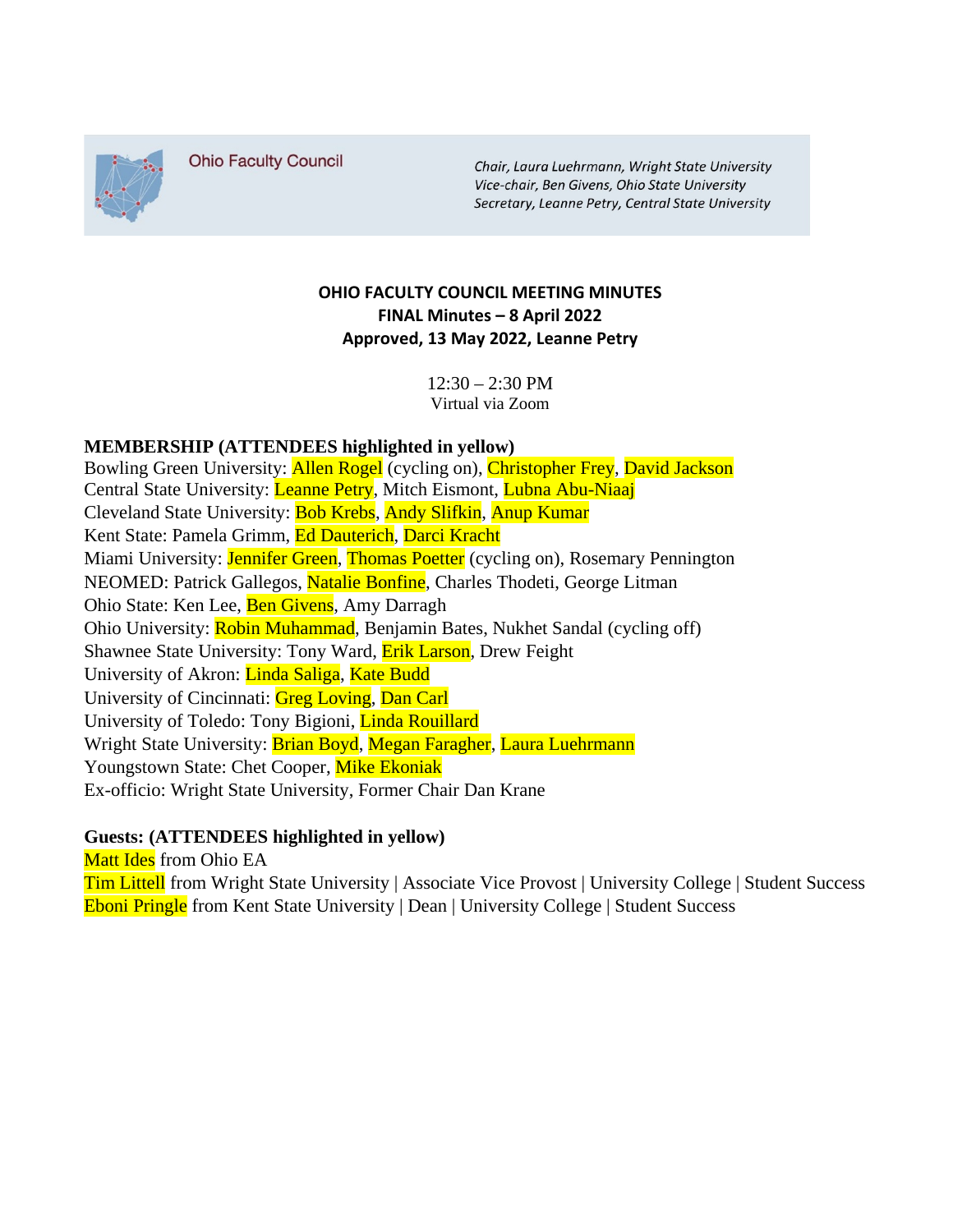Ohio Faculty Council

*Chair, Laura Luehrmann, Wright State University*
*Vice-chair, Ben Givens, Ohio State University*
*Secretary, Leanne Petry, Central State University*

**OHIO FACULTY COUNCIL MEETING MINUTES**
**FINAL Minutes – 8 April 2022**
**Approved, 13 May 2022, Leanne Petry**

12:30 – 2:30 PM
Virtual via Zoom

**MEMBERSHIP (ATTENDEES highlighted in yellow)**

Bowling Green University: Allen Rogel (cycling on), Christopher Frey, David Jackson
Central State University: Leanne Petry, Mitch Eismont, Lubna Abu-Niaaj
Cleveland State University: Bob Krebs, Andy Slifkin, Anup Kumar
Kent State: Pamela Grimm, Ed Dauterich, Darci Kracht
Miami University: Jennifer Green, Thomas Poetter (cycling on), Rosemary Pennington
NEOMED: Patrick Gallegos, Natalie Bonfine, Charles Thodeti, George Litman
Ohio State: Ken Lee, Ben Givens, Amy Darragh
Ohio University: Robin Muhammad, Benjamin Bates, Nukhet Sandal (cycling off)
Shawnee State University: Tony Ward, Erik Larson, Drew Feight
University of Akron: Linda Saliga, Kate Budd
University of Cincinnati: Greg Loving, Dan Carl
University of Toledo: Tony Bigioni, Linda Rouillard
Wright State University: Brian Boyd, Megan Faragher, Laura Luehrmann
Youngstown State: Chet Cooper, Mike Ekoniak
Ex-officio: Wright State University, Former Chair Dan Krane

**Guests: (ATTENDEES highlighted in yellow)**

Matt Ides from Ohio EA
Tim Littell from Wright State University | Associate Vice Provost | University College | Student Success
Eboni Pringle from Kent State University | Dean | University College | Student Success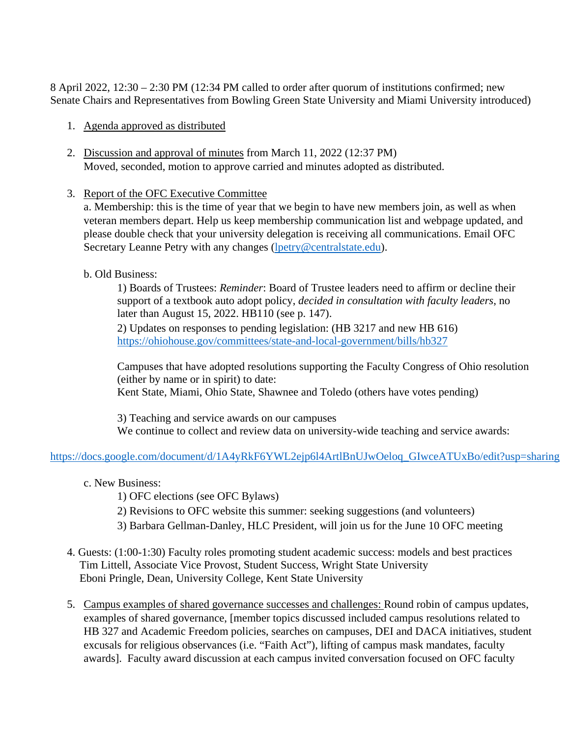8 April 2022, 12:30 – 2:30 PM (12:34 PM called to order after quorum of institutions confirmed; new Senate Chairs and Representatives from Bowling Green State University and Miami University introduced)

1. <u>Agenda approved as distributed</u>

2. <u>Discussion and approval of minutes</u> from March 11, 2022 (12:37 PM)
   Moved, seconded, motion to approve carried and minutes adopted as distributed.

3. <u>Report of the OFC Executive Committee</u>
   a. Membership: this is the time of year that we begin to have new members join, as well as when veteran members depart. Help us keep membership communication list and webpage updated, and please double check that your university delegation is receiving all communications. Email OFC Secretary Leanne Petry with any changes (lpetry@centralstate.edu).

   b. Old Business:
      1) Boards of Trustees: *Reminder*: Board of Trustee leaders need to affirm or decline their support of a textbook auto adopt policy, *decided in consultation with faculty leaders*, no later than August 15, 2022. HB110 (see p. 147).
      2) Updates on responses to pending legislation: (HB 3217 and new HB 616)
      https://ohiohouse.gov/committees/state-and-local-government/bills/hb327

      Campuses that have adopted resolutions supporting the Faculty Congress of Ohio resolution (either by name or in spirit) to date:
      Kent State, Miami, Ohio State, Shawnee and Toledo (others have votes pending)

      3) Teaching and service awards on our campuses
      We continue to collect and review data on university-wide teaching and service awards:

https://docs.google.com/document/d/1A4yRkF6YWL2ejp6l4ArtlBnUJwOeloq_GIwceATUxBo/edit?usp=sharing

   c. New Business:
      1) OFC elections (see OFC Bylaws)
      2) Revisions to OFC website this summer: seeking suggestions (and volunteers)
      3) Barbara Gellman-Danley, HLC President, will join us for the June 10 OFC meeting

4. Guests: (1:00-1:30) Faculty roles promoting student academic success: models and best practices
   Tim Littell, Associate Vice Provost, Student Success, Wright State University
   Eboni Pringle, Dean, University College, Kent State University

5. <u>Campus examples of shared governance successes and challenges:</u> Round robin of campus updates, examples of shared governance, [member topics discussed included campus resolutions related to HB 327 and Academic Freedom policies, searches on campuses, DEI and DACA initiatives, student excusals for religious observances (i.e. "Faith Act"), lifting of campus mask mandates, faculty awards]. Faculty award discussion at each campus invited conversation focused on OFC faculty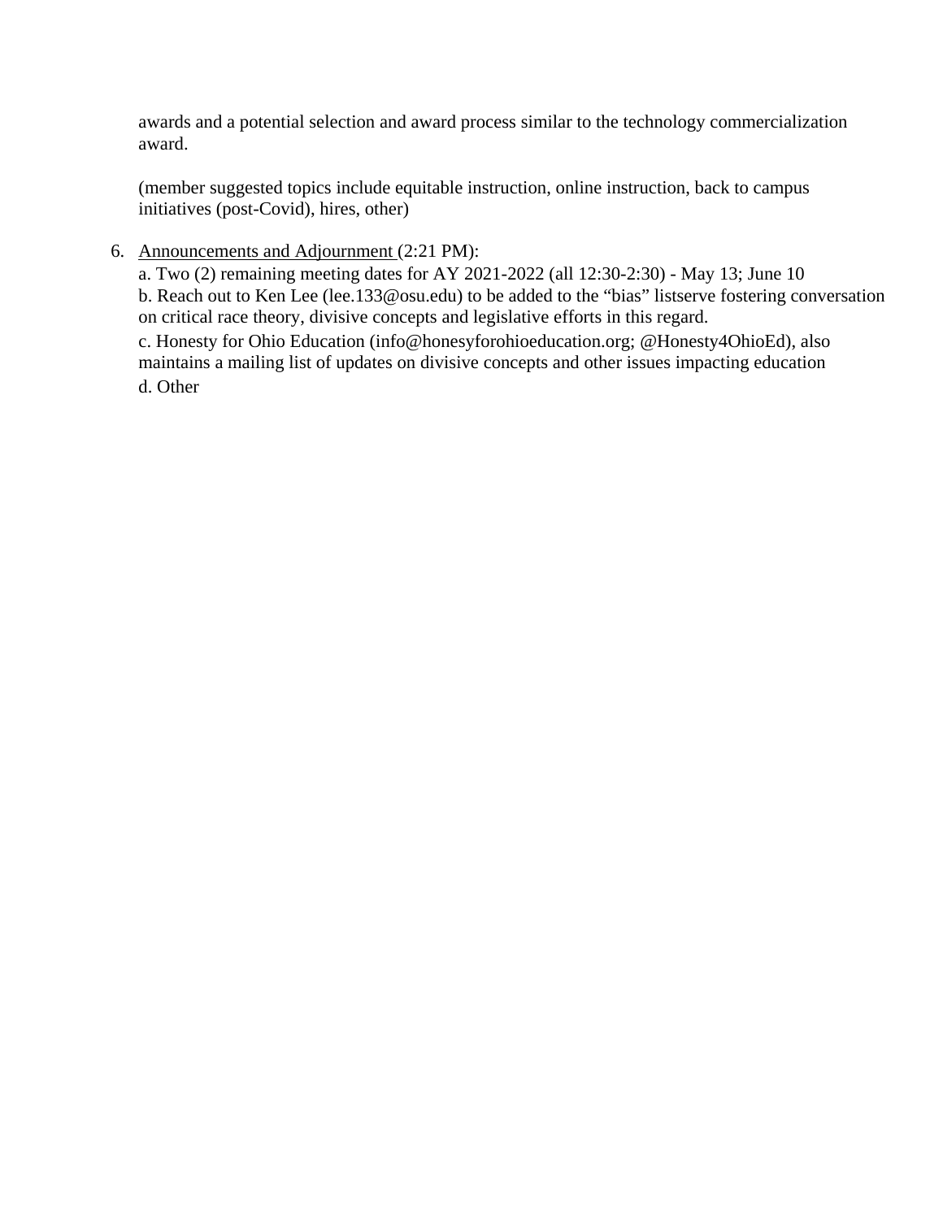awards and a potential selection and award process similar to the technology commercialization award.

(member suggested topics include equitable instruction, online instruction, back to campus initiatives (post-Covid), hires, other)

6. Announcements and Adjournment (2:21 PM):

   a. Two (2) remaining meeting dates for AY 2021-2022 (all 12:30-2:30) - May 13; June 10

   b. Reach out to Ken Lee (lee.133@osu.edu) to be added to the "bias" listserve fostering conversation on critical race theory, divisive concepts and legislative efforts in this regard.

   c. Honesty for Ohio Education (info@honesyforohioeducation.org; @Honesty4OhioEd), also maintains a mailing list of updates on divisive concepts and other issues impacting education

   d. Other